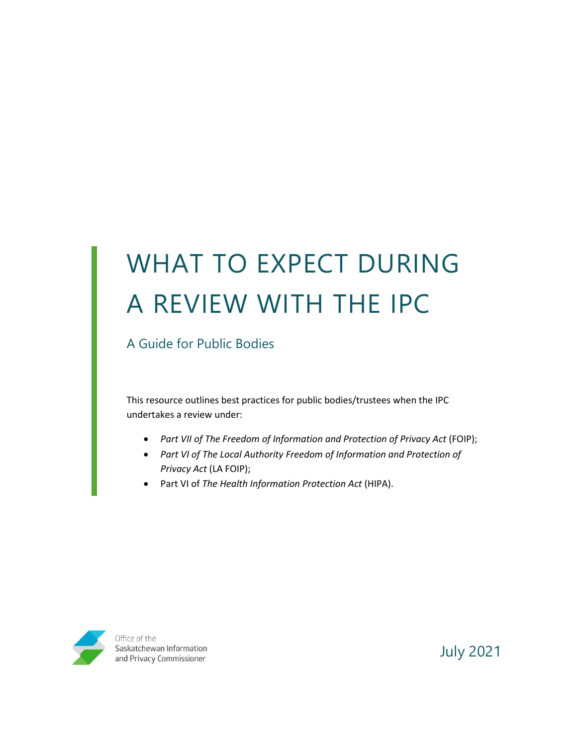# WHAT TO EXPECT DURING A REVIEW WITH THE IPC

## A Guide for Public Bodies

This resource outlines best practices for public bodies/trustees when the IPC undertakes a review under:

- *Part VII of The Freedom of Information and Protection of Privacy Act* (FOIP);
- *Part VI of The Local Authority Freedom of Information and Protection of Privacy Act* (LA FOIP);
- Part VI of *The Health Information Protection Act* (HIPA).

Office of the Saskatchewan Information and Privacy Commissioner

July 2021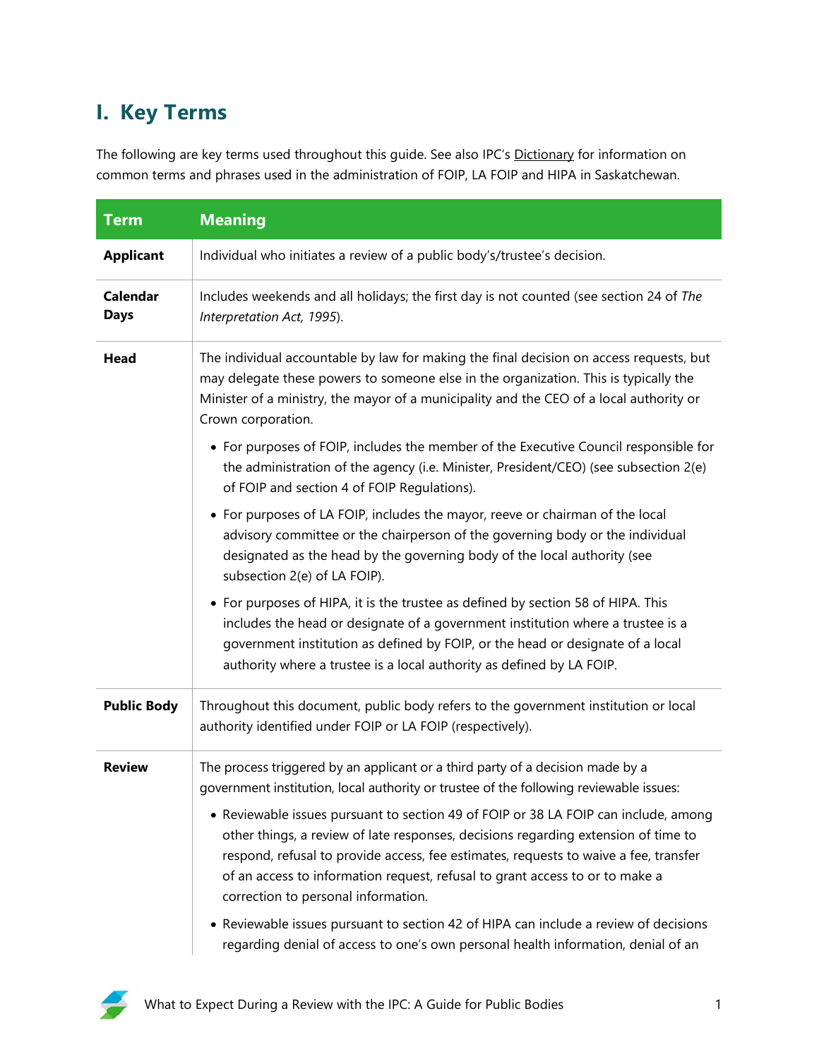# I. Key Terms

The following are key terms used throughout this guide. See also IPC's Dictionary for information on common terms and phrases used in the administration of FOIP, LA FOIP and HIPA in Saskatchewan.

| Term | Meaning |
|---|---|
| **Applicant** | Individual who initiates a review of a public body's/trustee's decision. |
| **Calendar Days** | Includes weekends and all holidays; the first day is not counted (see section 24 of *The Interpretation Act, 1995*). |
| **Head** | The individual accountable by law for making the final decision on access requests, but may delegate these powers to someone else in the organization. This is typically the Minister of a ministry, the mayor of a municipality and the CEO of a local authority or Crown corporation.<br>• For purposes of FOIP, includes the member of the Executive Council responsible for the administration of the agency (i.e. Minister, President/CEO) (see subsection 2(e) of FOIP and section 4 of FOIP Regulations).<br>• For purposes of LA FOIP, includes the mayor, reeve or chairman of the local advisory committee or the chairperson of the governing body or the individual designated as the head by the governing body of the local authority (see subsection 2(e) of LA FOIP).<br>• For purposes of HIPA, it is the trustee as defined by section 58 of HIPA. This includes the head or designate of a government institution where a trustee is a government institution as defined by FOIP, or the head or designate of a local authority where a trustee is a local authority as defined by LA FOIP. |
| **Public Body** | Throughout this document, public body refers to the government institution or local authority identified under FOIP or LA FOIP (respectively). |
| **Review** | The process triggered by an applicant or a third party of a decision made by a government institution, local authority or trustee of the following reviewable issues:<br>• Reviewable issues pursuant to section 49 of FOIP or 38 LA FOIP can include, among other things, a review of late responses, decisions regarding extension of time to respond, refusal to provide access, fee estimates, requests to waive a fee, transfer of an access to information request, refusal to grant access to or to make a correction to personal information.<br>• Reviewable issues pursuant to section 42 of HIPA can include a review of decisions regarding denial of access to one's own personal health information, denial of an |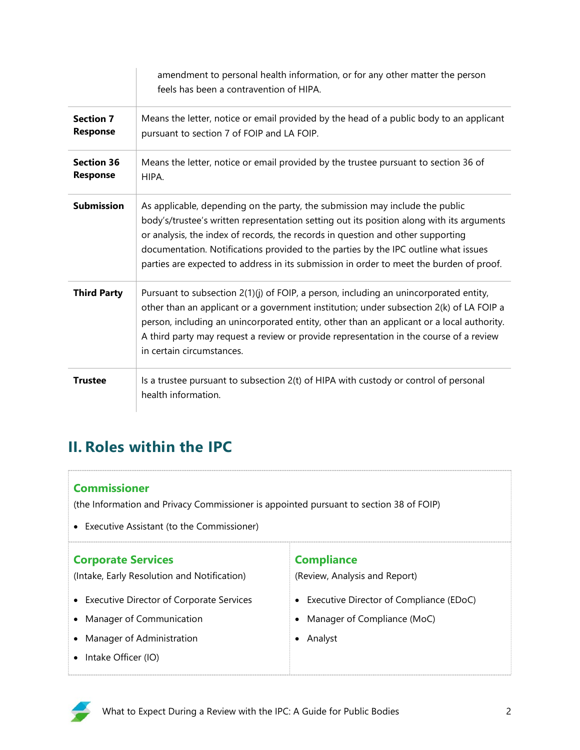| | |
|---|---|
| | amendment to personal health information, or for any other matter the person feels has been a contravention of HIPA. |
| **Section 7 Response** | Means the letter, notice or email provided by the head of a public body to an applicant pursuant to section 7 of FOIP and LA FOIP. |
| **Section 36 Response** | Means the letter, notice or email provided by the trustee pursuant to section 36 of HIPA. |
| **Submission** | As applicable, depending on the party, the submission may include the public body's/trustee's written representation setting out its position along with its arguments or analysis, the index of records, the records in question and other supporting documentation. Notifications provided to the parties by the IPC outline what issues parties are expected to address in its submission in order to meet the burden of proof. |
| **Third Party** | Pursuant to subsection 2(1)(j) of FOIP, a person, including an unincorporated entity, other than an applicant or a government institution; under subsection 2(k) of LA FOIP a person, including an unincorporated entity, other than an applicant or a local authority. A third party may request a review or provide representation in the course of a review in certain circumstances. |
| **Trustee** | Is a trustee pursuant to subsection 2(t) of HIPA with custody or control of personal health information. |

## II. Roles within the IPC

### Commissioner

(the Information and Privacy Commissioner is appointed pursuant to section 38 of FOIP)

- Executive Assistant (to the Commissioner)

### Corporate Services

(Intake, Early Resolution and Notification)

- Executive Director of Corporate Services
- Manager of Communication
- Manager of Administration
- Intake Officer (IO)

### Compliance

(Review, Analysis and Report)

- Executive Director of Compliance (EDoC)
- Manager of Compliance (MoC)
- Analyst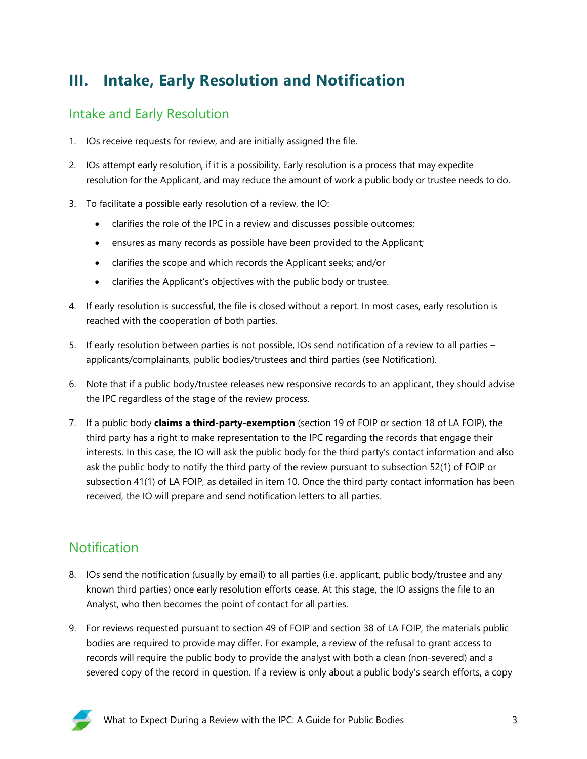# III. Intake, Early Resolution and Notification

## Intake and Early Resolution

1. IOs receive requests for review, and are initially assigned the file.

2. IOs attempt early resolution, if it is a possibility. Early resolution is a process that may expedite resolution for the Applicant, and may reduce the amount of work a public body or trustee needs to do.

3. To facilitate a possible early resolution of a review, the IO:
   - clarifies the role of the IPC in a review and discusses possible outcomes;
   - ensures as many records as possible have been provided to the Applicant;
   - clarifies the scope and which records the Applicant seeks; and/or
   - clarifies the Applicant's objectives with the public body or trustee.

4. If early resolution is successful, the file is closed without a report. In most cases, early resolution is reached with the cooperation of both parties.

5. If early resolution between parties is not possible, IOs send notification of a review to all parties – applicants/complainants, public bodies/trustees and third parties (see Notification).

6. Note that if a public body/trustee releases new responsive records to an applicant, they should advise the IPC regardless of the stage of the review process.

7. If a public body **claims a third-party-exemption** (section 19 of FOIP or section 18 of LA FOIP), the third party has a right to make representation to the IPC regarding the records that engage their interests. In this case, the IO will ask the public body for the third party's contact information and also ask the public body to notify the third party of the review pursuant to subsection 52(1) of FOIP or subsection 41(1) of LA FOIP, as detailed in item 10. Once the third party contact information has been received, the IO will prepare and send notification letters to all parties.

## Notification

8. IOs send the notification (usually by email) to all parties (i.e. applicant, public body/trustee and any known third parties) once early resolution efforts cease. At this stage, the IO assigns the file to an Analyst, who then becomes the point of contact for all parties.

9. For reviews requested pursuant to section 49 of FOIP and section 38 of LA FOIP, the materials public bodies are required to provide may differ. For example, a review of the refusal to grant access to records will require the public body to provide the analyst with both a clean (non-severed) and a severed copy of the record in question. If a review is only about a public body's search efforts, a copy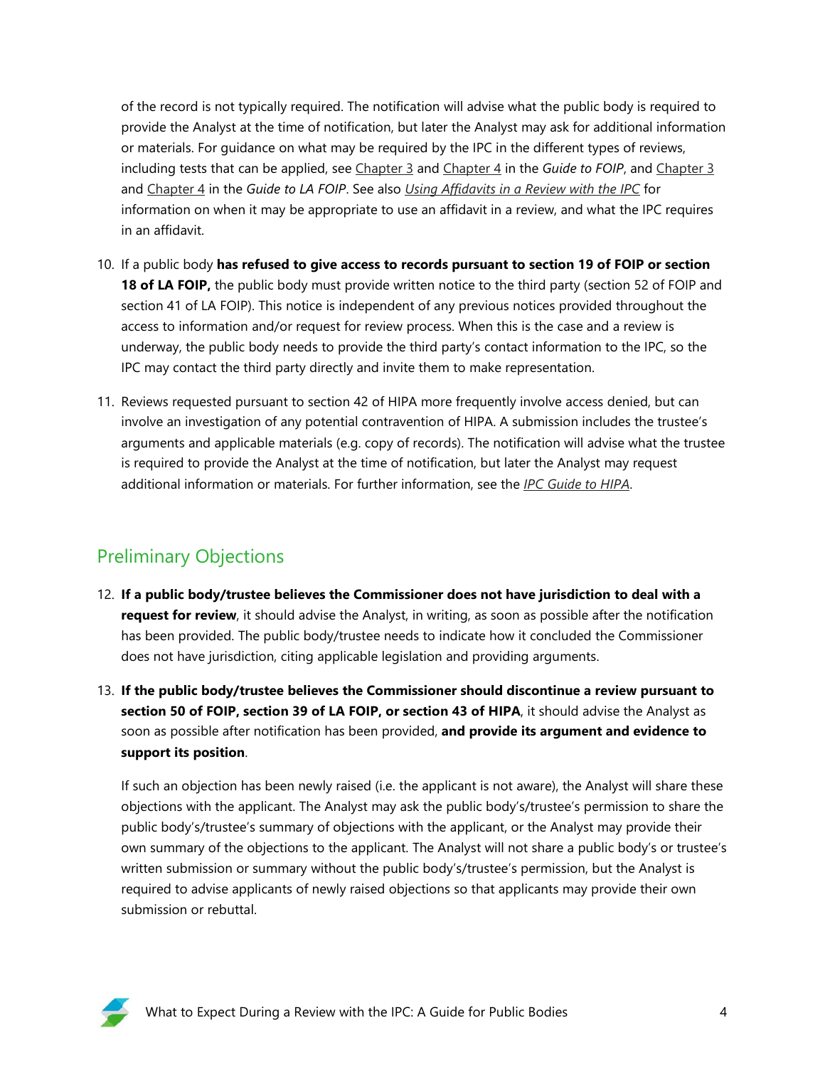of the record is not typically required. The notification will advise what the public body is required to provide the Analyst at the time of notification, but later the Analyst may ask for additional information or materials. For guidance on what may be required by the IPC in the different types of reviews, including tests that can be applied, see Chapter 3 and Chapter 4 in the *Guide to FOIP*, and Chapter 3 and Chapter 4 in the *Guide to LA FOIP*. See also *Using Affidavits in a Review with the IPC* for information on when it may be appropriate to use an affidavit in a review, and what the IPC requires in an affidavit.

10. If a public body **has refused to give access to records pursuant to section 19 of FOIP or section 18 of LA FOIP,** the public body must provide written notice to the third party (section 52 of FOIP and section 41 of LA FOIP). This notice is independent of any previous notices provided throughout the access to information and/or request for review process. When this is the case and a review is underway, the public body needs to provide the third party's contact information to the IPC, so the IPC may contact the third party directly and invite them to make representation.

11. Reviews requested pursuant to section 42 of HIPA more frequently involve access denied, but can involve an investigation of any potential contravention of HIPA. A submission includes the trustee's arguments and applicable materials (e.g. copy of records). The notification will advise what the trustee is required to provide the Analyst at the time of notification, but later the Analyst may request additional information or materials. For further information, see the *IPC Guide to HIPA*.

## Preliminary Objections

12. **If a public body/trustee believes the Commissioner does not have jurisdiction to deal with a request for review**, it should advise the Analyst, in writing, as soon as possible after the notification has been provided. The public body/trustee needs to indicate how it concluded the Commissioner does not have jurisdiction, citing applicable legislation and providing arguments.

13. **If the public body/trustee believes the Commissioner should discontinue a review pursuant to section 50 of FOIP, section 39 of LA FOIP, or section 43 of HIPA**, it should advise the Analyst as soon as possible after notification has been provided, **and provide its argument and evidence to support its position**.

    If such an objection has been newly raised (i.e. the applicant is not aware), the Analyst will share these objections with the applicant. The Analyst may ask the public body's/trustee's permission to share the public body's/trustee's summary of objections with the applicant, or the Analyst may provide their own summary of the objections to the applicant. The Analyst will not share a public body's or trustee's written submission or summary without the public body's/trustee's permission, but the Analyst is required to advise applicants of newly raised objections so that applicants may provide their own submission or rebuttal.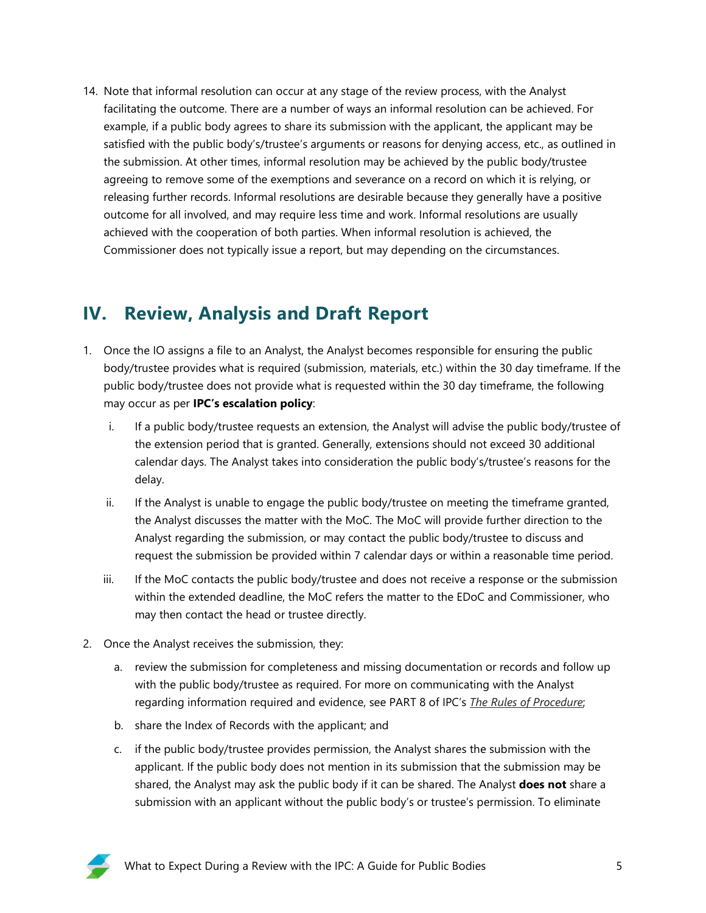14. Note that informal resolution can occur at any stage of the review process, with the Analyst facilitating the outcome. There are a number of ways an informal resolution can be achieved. For example, if a public body agrees to share its submission with the applicant, the applicant may be satisfied with the public body's/trustee's arguments or reasons for denying access, etc., as outlined in the submission. At other times, informal resolution may be achieved by the public body/trustee agreeing to remove some of the exemptions and severance on a record on which it is relying, or releasing further records. Informal resolutions are desirable because they generally have a positive outcome for all involved, and may require less time and work. Informal resolutions are usually achieved with the cooperation of both parties. When informal resolution is achieved, the Commissioner does not typically issue a report, but may depending on the circumstances.

## IV. Review, Analysis and Draft Report

1. Once the IO assigns a file to an Analyst, the Analyst becomes responsible for ensuring the public body/trustee provides what is required (submission, materials, etc.) within the 30 day timeframe. If the public body/trustee does not provide what is requested within the 30 day timeframe, the following may occur as per **IPC's escalation policy**:

   i. If a public body/trustee requests an extension, the Analyst will advise the public body/trustee of the extension period that is granted. Generally, extensions should not exceed 30 additional calendar days. The Analyst takes into consideration the public body's/trustee's reasons for the delay.

   ii. If the Analyst is unable to engage the public body/trustee on meeting the timeframe granted, the Analyst discusses the matter with the MoC. The MoC will provide further direction to the Analyst regarding the submission, or may contact the public body/trustee to discuss and request the submission be provided within 7 calendar days or within a reasonable time period.

   iii. If the MoC contacts the public body/trustee and does not receive a response or the submission within the extended deadline, the MoC refers the matter to the EDoC and Commissioner, who may then contact the head or trustee directly.

2. Once the Analyst receives the submission, they:

   a. review the submission for completeness and missing documentation or records and follow up with the public body/trustee as required. For more on communicating with the Analyst regarding information required and evidence, see PART 8 of IPC's *The Rules of Procedure*;

   b. share the Index of Records with the applicant; and

   c. if the public body/trustee provides permission, the Analyst shares the submission with the applicant. If the public body does not mention in its submission that the submission may be shared, the Analyst may ask the public body if it can be shared. The Analyst **does not** share a submission with an applicant without the public body's or trustee's permission. To eliminate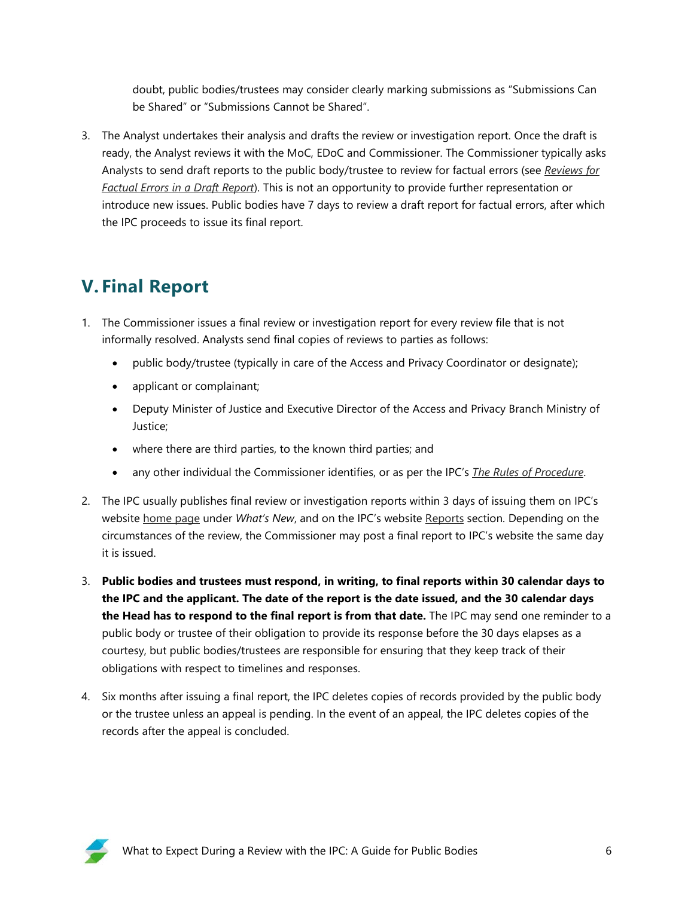doubt, public bodies/trustees may consider clearly marking submissions as "Submissions Can be Shared" or "Submissions Cannot be Shared".

3. The Analyst undertakes their analysis and drafts the review or investigation report. Once the draft is ready, the Analyst reviews it with the MoC, EDoC and Commissioner. The Commissioner typically asks Analysts to send draft reports to the public body/trustee to review for factual errors (see *Reviews for Factual Errors in a Draft Report*). This is not an opportunity to provide further representation or introduce new issues. Public bodies have 7 days to review a draft report for factual errors, after which the IPC proceeds to issue its final report.

## V. Final Report

1. The Commissioner issues a final review or investigation report for every review file that is not informally resolved. Analysts send final copies of reviews to parties as follows:
   - public body/trustee (typically in care of the Access and Privacy Coordinator or designate);
   - applicant or complainant;
   - Deputy Minister of Justice and Executive Director of the Access and Privacy Branch Ministry of Justice;
   - where there are third parties, to the known third parties; and
   - any other individual the Commissioner identifies, or as per the IPC's *The Rules of Procedure*.

2. The IPC usually publishes final review or investigation reports within 3 days of issuing them on IPC's website home page under *What's New*, and on the IPC's website Reports section. Depending on the circumstances of the review, the Commissioner may post a final report to IPC's website the same day it is issued.

3. **Public bodies and trustees must respond, in writing, to final reports within 30 calendar days to the IPC and the applicant. The date of the report is the date issued, and the 30 calendar days the Head has to respond to the final report is from that date.** The IPC may send one reminder to a public body or trustee of their obligation to provide its response before the 30 days elapses as a courtesy, but public bodies/trustees are responsible for ensuring that they keep track of their obligations with respect to timelines and responses.

4. Six months after issuing a final report, the IPC deletes copies of records provided by the public body or the trustee unless an appeal is pending. In the event of an appeal, the IPC deletes copies of the records after the appeal is concluded.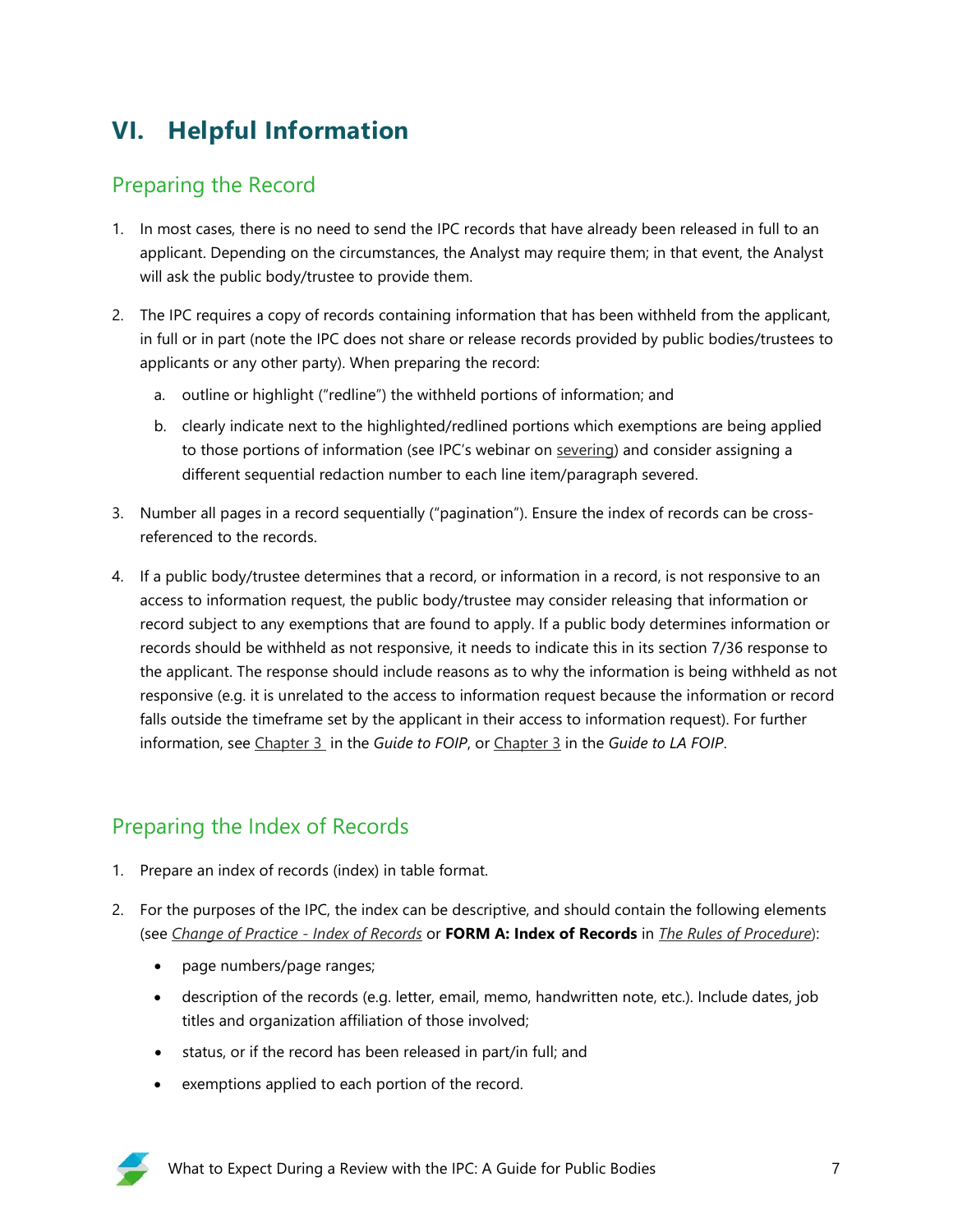## VI. Helpful Information

### Preparing the Record

1. In most cases, there is no need to send the IPC records that have already been released in full to an applicant. Depending on the circumstances, the Analyst may require them; in that event, the Analyst will ask the public body/trustee to provide them.

2. The IPC requires a copy of records containing information that has been withheld from the applicant, in full or in part (note the IPC does not share or release records provided by public bodies/trustees to applicants or any other party). When preparing the record:

   a. outline or highlight ("redline") the withheld portions of information; and

   b. clearly indicate next to the highlighted/redlined portions which exemptions are being applied to those portions of information (see IPC's webinar on severing) and consider assigning a different sequential redaction number to each line item/paragraph severed.

3. Number all pages in a record sequentially ("pagination"). Ensure the index of records can be cross-referenced to the records.

4. If a public body/trustee determines that a record, or information in a record, is not responsive to an access to information request, the public body/trustee may consider releasing that information or record subject to any exemptions that are found to apply. If a public body determines information or records should be withheld as not responsive, it needs to indicate this in its section 7/36 response to the applicant. The response should include reasons as to why the information is being withheld as not responsive (e.g. it is unrelated to the access to information request because the information or record falls outside the timeframe set by the applicant in their access to information request). For further information, see Chapter 3 in the *Guide to FOIP*, or Chapter 3 in the *Guide to LA FOIP*.

### Preparing the Index of Records

1. Prepare an index of records (index) in table format.

2. For the purposes of the IPC, the index can be descriptive, and should contain the following elements (see *Change of Practice - Index of Records* or **FORM A: Index of Records** in *The Rules of Procedure*):

   - page numbers/page ranges;
   - description of the records (e.g. letter, email, memo, handwritten note, etc.). Include dates, job titles and organization affiliation of those involved;
   - status, or if the record has been released in part/in full; and
   - exemptions applied to each portion of the record.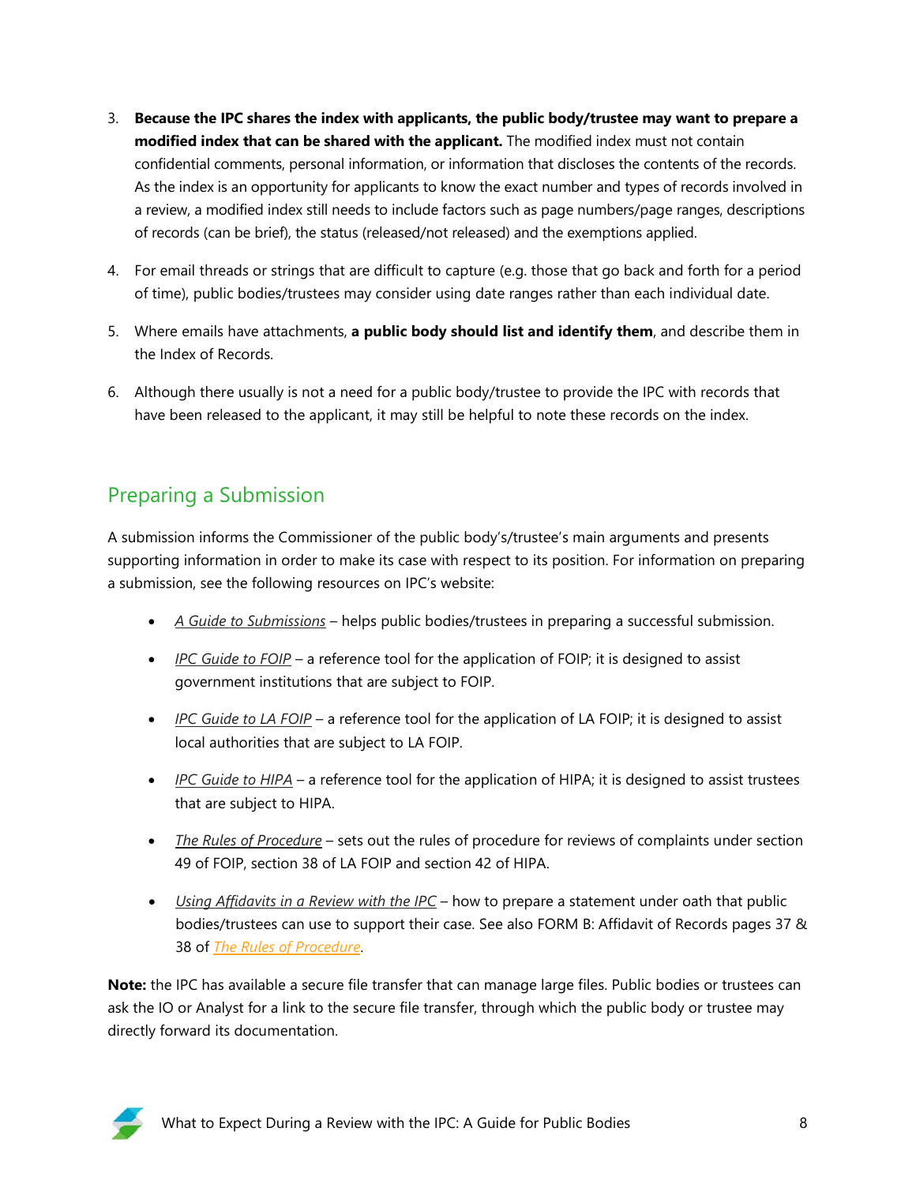3. **Because the IPC shares the index with applicants, the public body/trustee may want to prepare a modified index that can be shared with the applicant.** The modified index must not contain confidential comments, personal information, or information that discloses the contents of the records. As the index is an opportunity for applicants to know the exact number and types of records involved in a review, a modified index still needs to include factors such as page numbers/page ranges, descriptions of records (can be brief), the status (released/not released) and the exemptions applied.

4. For email threads or strings that are difficult to capture (e.g. those that go back and forth for a period of time), public bodies/trustees may consider using date ranges rather than each individual date.

5. Where emails have attachments, **a public body should list and identify them**, and describe them in the Index of Records.

6. Although there usually is not a need for a public body/trustee to provide the IPC with records that have been released to the applicant, it may still be helpful to note these records on the index.

## Preparing a Submission

A submission informs the Commissioner of the public body's/trustee's main arguments and presents supporting information in order to make its case with respect to its position. For information on preparing a submission, see the following resources on IPC's website:

- *A Guide to Submissions* – helps public bodies/trustees in preparing a successful submission.
- *IPC Guide to FOIP* – a reference tool for the application of FOIP; it is designed to assist government institutions that are subject to FOIP.
- *IPC Guide to LA FOIP* – a reference tool for the application of LA FOIP; it is designed to assist local authorities that are subject to LA FOIP.
- *IPC Guide to HIPA* – a reference tool for the application of HIPA; it is designed to assist trustees that are subject to HIPA.
- *The Rules of Procedure* – sets out the rules of procedure for reviews of complaints under section 49 of FOIP, section 38 of LA FOIP and section 42 of HIPA.
- *Using Affidavits in a Review with the IPC* – how to prepare a statement under oath that public bodies/trustees can use to support their case. See also FORM B: Affidavit of Records pages 37 & 38 of *The Rules of Procedure*.

**Note:** the IPC has available a secure file transfer that can manage large files. Public bodies or trustees can ask the IO or Analyst for a link to the secure file transfer, through which the public body or trustee may directly forward its documentation.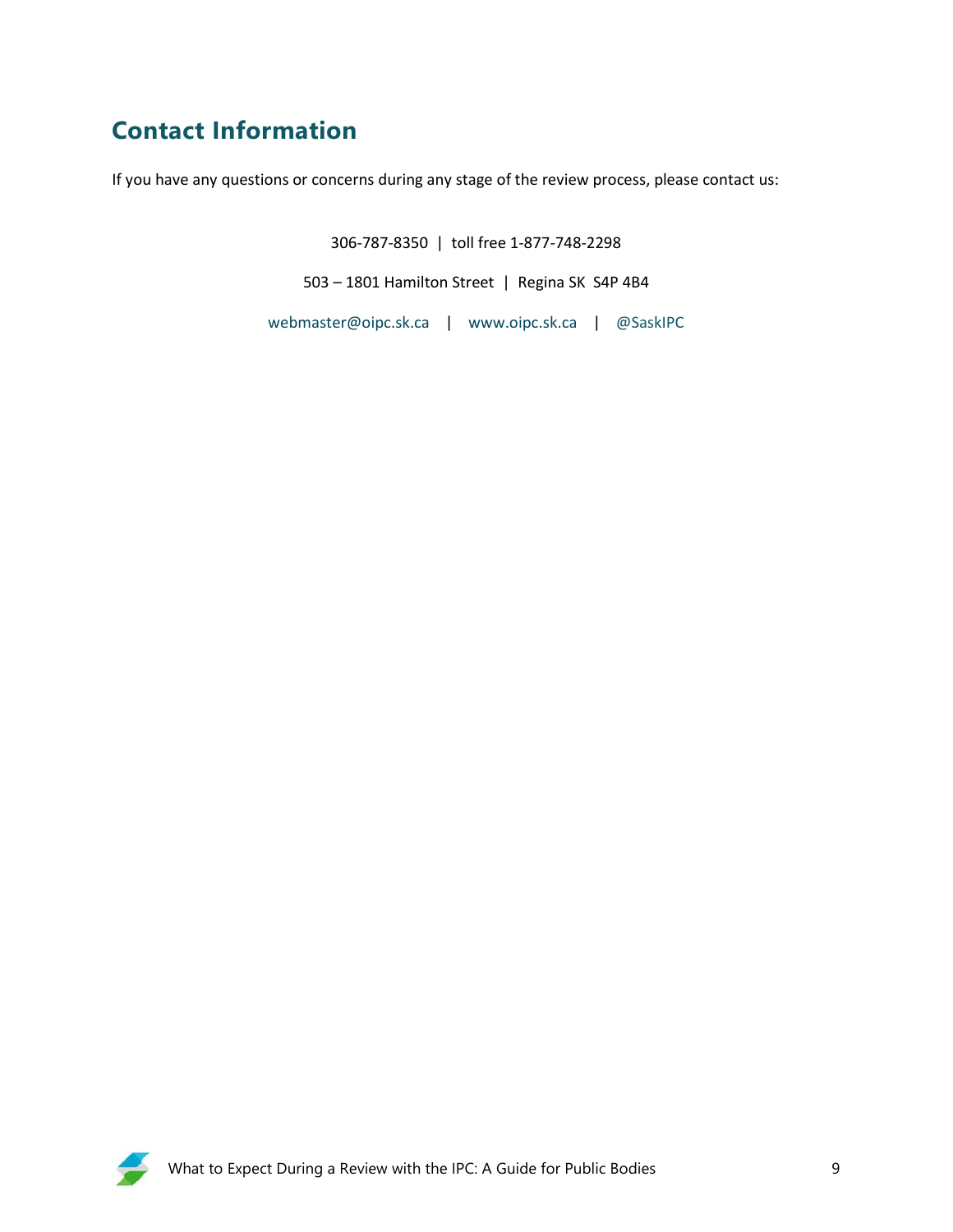## Contact Information

If you have any questions or concerns during any stage of the review process, please contact us:

306-787-8350 | toll free 1-877-748-2298

503 – 1801 Hamilton Street | Regina SK S4P 4B4

webmaster@oipc.sk.ca | www.oipc.sk.ca | @SaskIPC